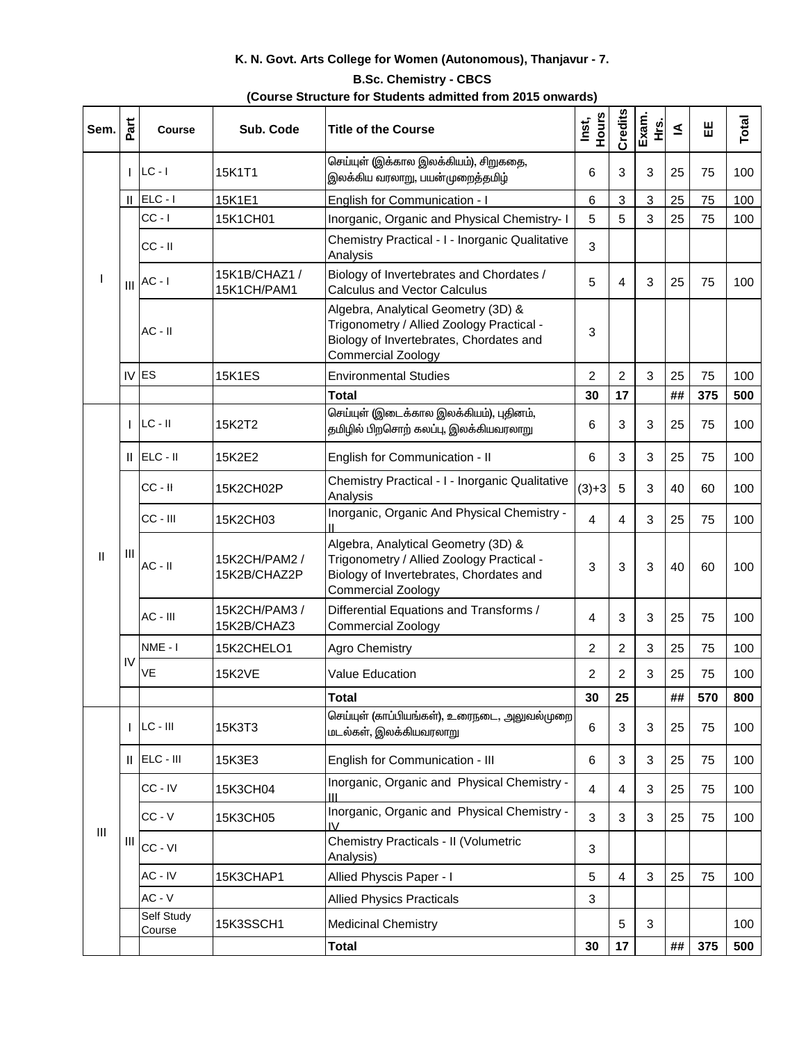**K. N. Govt. Arts College for Women (Autonomous), Thanjavur - 7.**

**B.Sc. Chemistry - CBCS**

**(Course Structure for Students admitted from 2015 onwards)**

| Sem. | Part | Course | Sub. Code | Title of the Course | Inst, Hours | Credits | Exam. Hrs. | IA | EE | Total |
|---|---|---|---|---|---|---|---|---|---|---|
| I | I | LC - I | 15K1T1 | செய்யுள் (இக்கால இலக்கியம்), சிறுகதை, இலக்கிய வரலாறு, பயன்முறைத்தமிழ் | 6 | 3 | 3 | 25 | 75 | 100 |
| | II | ELC - I | 15K1E1 | English for Communication - I | 6 | 3 | 3 | 25 | 75 | 100 |
| | III | CC - I | 15K1CH01 | Inorganic, Organic and Physical Chemistry- I | 5 | 5 | 3 | 25 | 75 | 100 |
| | | CC - II | | Chemistry Practical - I - Inorganic Qualitative Analysis | 3 | | | | | |
| | | AC - I | 15K1B/CHAZ1 / 15K1CH/PAM1 | Biology of Invertebrates and Chordates / Calculus and Vector Calculus | 5 | 4 | 3 | 25 | 75 | 100 |
| | | AC - II | | Algebra, Analytical Geometry (3D) & Trigonometry / Allied Zoology Practical - Biology of Invertebrates, Chordates and Commercial Zoology | 3 | | | | | |
| | IV | ES | 15K1ES | Environmental Studies | 2 | 2 | 3 | 25 | 75 | 100 |
| | | | | **Total** | **30** | **17** | | **##** | **375** | **500** |
| II | I | LC - II | 15K2T2 | செய்யுள் (இடைக்கால இலக்கியம்), புதினம், தமிழில் பிறசொற் கலப்பு, இலக்கியவரலாறு | 6 | 3 | 3 | 25 | 75 | 100 |
| | II | ELC - II | 15K2E2 | English for Communication - II | 6 | 3 | 3 | 25 | 75 | 100 |
| | III | CC - II | 15K2CH02P | Chemistry Practical - I - Inorganic Qualitative Analysis | (3)+3 | 5 | 3 | 40 | 60 | 100 |
| | | CC - III | 15K2CH03 | Inorganic, Organic And Physical Chemistry - II | 4 | 4 | 3 | 25 | 75 | 100 |
| | | AC - II | 15K2CH/PAM2 / 15K2B/CHAZ2P | Algebra, Analytical Geometry (3D) & Trigonometry / Allied Zoology Practical - Biology of Invertebrates, Chordates and Commercial Zoology | 3 | 3 | 3 | 40 | 60 | 100 |
| | | AC - III | 15K2CH/PAM3 / 15K2B/CHAZ3 | Differential Equations and Transforms / Commercial Zoology | 4 | 3 | 3 | 25 | 75 | 100 |
| | IV | NME - I | 15K2CHELO1 | Agro Chemistry | 2 | 2 | 3 | 25 | 75 | 100 |
| | | VE | 15K2VE | Value Education | 2 | 2 | 3 | 25 | 75 | 100 |
| | | | | **Total** | **30** | **25** | | **##** | **570** | **800** |
| III | I | LC - III | 15K3T3 | செய்யுள் (காப்பியங்கள்), உரைநடை, அலுவல்முறை மடல்கள், இலக்கியவரலாறு | 6 | 3 | 3 | 25 | 75 | 100 |
| | II | ELC - III | 15K3E3 | English for Communication - III | 6 | 3 | 3 | 25 | 75 | 100 |
| | III | CC - IV | 15K3CH04 | Inorganic, Organic and Physical Chemistry - III | 4 | 4 | 3 | 25 | 75 | 100 |
| | | CC - V | 15K3CH05 | Inorganic, Organic and Physical Chemistry - IV | 3 | 3 | 3 | 25 | 75 | 100 |
| | | CC - VI | | Chemistry Practicals - II (Volumetric Analysis) | 3 | | | | | |
| | | AC - IV | 15K3CHAP1 | Allied Physcis Paper - I | 5 | 4 | 3 | 25 | 75 | 100 |
| | | AC - V | | Allied Physics Practicals | 3 | | | | | |
| | | Self Study Course | 15K3SSCH1 | Medicinal Chemistry | | 5 | 3 | | | 100 |
| | | | | **Total** | **30** | **17** | | **##** | **375** | **500** |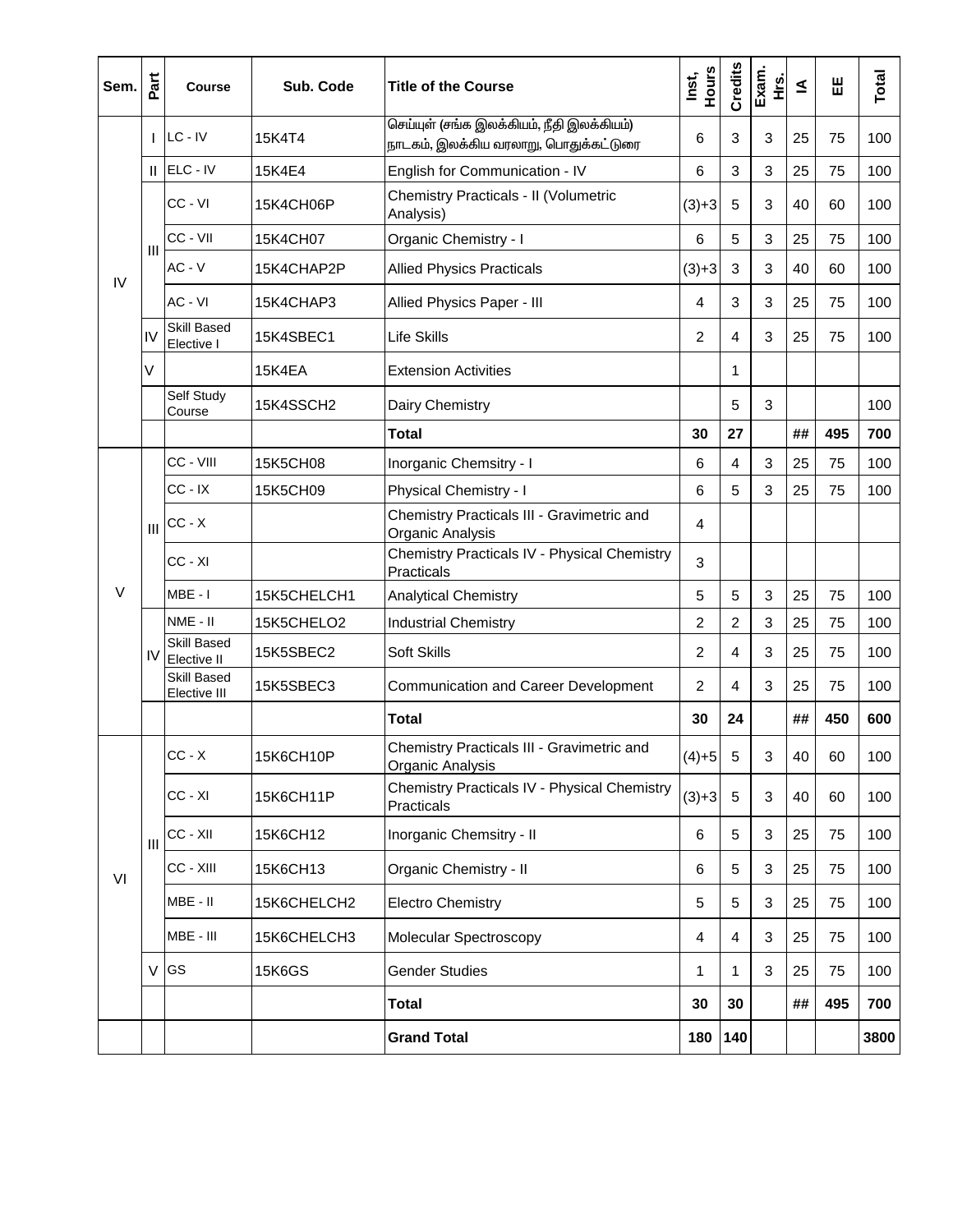| Sem. | Part | Course | Sub. Code | Title of the Course | Inst, Hours | Credits | Exam. Hrs. | IA | EE | Total |
|---|---|---|---|---|---|---|---|---|---|---|
| IV | I | LC - IV | 15K4T4 | செய்யுள் (சங்க இலக்கியம், நீதி இலக்கியம்) நாடகம், இலக்கிய வரலாறு, பொதுக்கட்டுரை | 6 | 3 | 3 | 25 | 75 | 100 |
| | II | ELC - IV | 15K4E4 | English for Communication - IV | 6 | 3 | 3 | 25 | 75 | 100 |
| | III | CC - VI | 15K4CH06P | Chemistry Practicals - II (Volumetric Analysis) | (3)+3 | 5 | 3 | 40 | 60 | 100 |
| | | CC - VII | 15K4CH07 | Organic Chemistry - I | 6 | 5 | 3 | 25 | 75 | 100 |
| | | AC - V | 15K4CHAP2P | Allied Physics Practicals | (3)+3 | 3 | 3 | 40 | 60 | 100 |
| | | AC - VI | 15K4CHAP3 | Allied Physics Paper - III | 4 | 3 | 3 | 25 | 75 | 100 |
| | IV | Skill Based Elective I | 15K4SBEC1 | Life Skills | 2 | 4 | 3 | 25 | 75 | 100 |
| | V | | 15K4EA | Extension Activities | | 1 | | | | |
| | | Self Study Course | 15K4SSCH2 | Dairy Chemistry | | 5 | 3 | | | 100 |
| | | | | **Total** | **30** | **27** | | **##** | **495** | **700** |
| V | III | CC - VIII | 15K5CH08 | Inorganic Chemsitry - I | 6 | 4 | 3 | 25 | 75 | 100 |
| | | CC - IX | 15K5CH09 | Physical Chemistry - I | 6 | 5 | 3 | 25 | 75 | 100 |
| | | CC - X | | Chemistry Practicals III - Gravimetric and Organic Analysis | 4 | | | | | |
| | | CC - XI | | Chemistry Practicals IV - Physical Chemistry Practicals | 3 | | | | | |
| | | MBE - I | 15K5CHELCH1 | Analytical Chemistry | 5 | 5 | 3 | 25 | 75 | 100 |
| | IV | NME - II | 15K5CHELO2 | Industrial Chemistry | 2 | 2 | 3 | 25 | 75 | 100 |
| | | Skill Based Elective II | 15K5SBEC2 | Soft Skills | 2 | 4 | 3 | 25 | 75 | 100 |
| | | Skill Based Elective III | 15K5SBEC3 | Communication and Career Development | 2 | 4 | 3 | 25 | 75 | 100 |
| | | | | **Total** | **30** | **24** | | **##** | **450** | **600** |
| VI | III | CC - X | 15K6CH10P | Chemistry Practicals III - Gravimetric and Organic Analysis | (4)+5 | 5 | 3 | 40 | 60 | 100 |
| | | CC - XI | 15K6CH11P | Chemistry Practicals IV - Physical Chemistry Practicals | (3)+3 | 5 | 3 | 40 | 60 | 100 |
| | | CC - XII | 15K6CH12 | Inorganic Chemsitry - II | 6 | 5 | 3 | 25 | 75 | 100 |
| | | CC - XIII | 15K6CH13 | Organic Chemistry - II | 6 | 5 | 3 | 25 | 75 | 100 |
| | | MBE - II | 15K6CHELCH2 | Electro Chemistry | 5 | 5 | 3 | 25 | 75 | 100 |
| | | MBE - III | 15K6CHELCH3 | Molecular Spectroscopy | 4 | 4 | 3 | 25 | 75 | 100 |
| | V | GS | 15K6GS | Gender Studies | 1 | 1 | 3 | 25 | 75 | 100 |
| | | | | **Total** | **30** | **30** | | **##** | **495** | **700** |
| | | | | **Grand Total** | **180** | **140** | | | | **3800** |